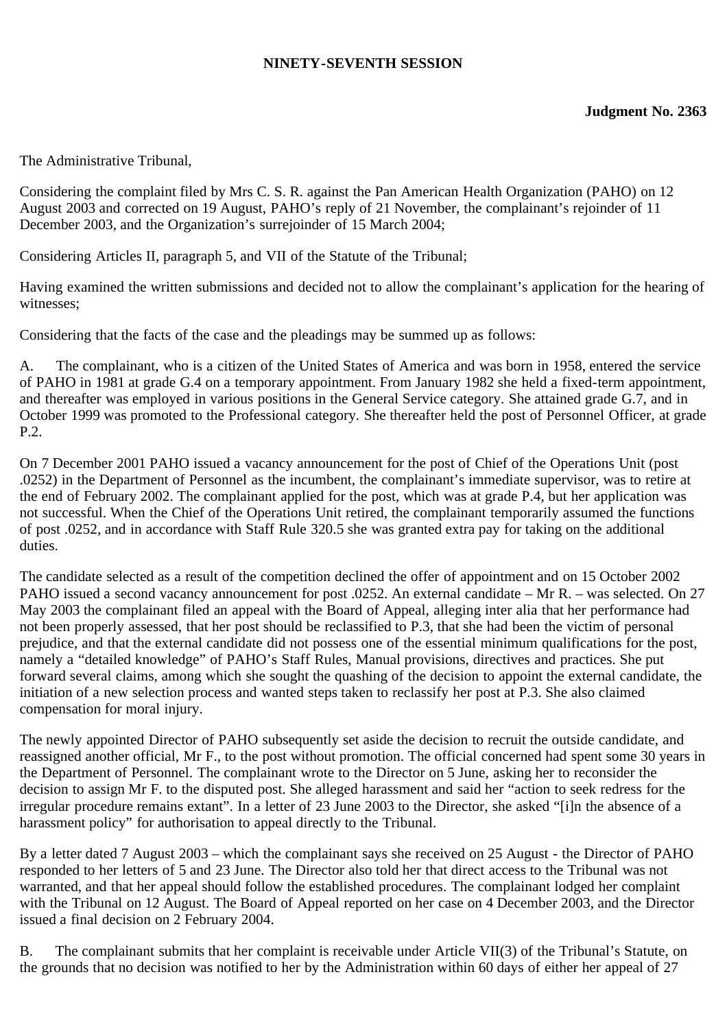**NINETY-SEVENTH SESSION**

**Judgment No. 2363**

The Administrative Tribunal,

Considering the complaint filed by Mrs C. S. R. against the Pan American Health Organization (PAHO) on 12 August 2003 and corrected on 19 August, PAHO's reply of 21 November, the complainant's rejoinder of 11 December 2003, and the Organization's surrejoinder of 15 March 2004;

Considering Articles II, paragraph 5, and VII of the Statute of the Tribunal;

Having examined the written submissions and decided not to allow the complainant's application for the hearing of witnesses;

Considering that the facts of the case and the pleadings may be summed up as follows:

A. The complainant, who is a citizen of the United States of America and was born in 1958, entered the service of PAHO in 1981 at grade G.4 on a temporary appointment. From January 1982 she held a fixed-term appointment, and thereafter was employed in various positions in the General Service category. She attained grade G.7, and in October 1999 was promoted to the Professional category. She thereafter held the post of Personnel Officer, at grade P.2.

On 7 December 2001 PAHO issued a vacancy announcement for the post of Chief of the Operations Unit (post .0252) in the Department of Personnel as the incumbent, the complainant's immediate supervisor, was to retire at the end of February 2002. The complainant applied for the post, which was at grade P.4, but her application was not successful. When the Chief of the Operations Unit retired, the complainant temporarily assumed the functions of post .0252, and in accordance with Staff Rule 320.5 she was granted extra pay for taking on the additional duties.

The candidate selected as a result of the competition declined the offer of appointment and on 15 October 2002 PAHO issued a second vacancy announcement for post .0252. An external candidate – Mr R. – was selected. On 27 May 2003 the complainant filed an appeal with the Board of Appeal, alleging inter alia that her performance had not been properly assessed, that her post should be reclassified to P.3, that she had been the victim of personal prejudice, and that the external candidate did not possess one of the essential minimum qualifications for the post, namely a "detailed knowledge" of PAHO's Staff Rules, Manual provisions, directives and practices. She put forward several claims, among which she sought the quashing of the decision to appoint the external candidate, the initiation of a new selection process and wanted steps taken to reclassify her post at P.3. She also claimed compensation for moral injury.

The newly appointed Director of PAHO subsequently set aside the decision to recruit the outside candidate, and reassigned another official, Mr F., to the post without promotion. The official concerned had spent some 30 years in the Department of Personnel. The complainant wrote to the Director on 5 June, asking her to reconsider the decision to assign Mr F. to the disputed post. She alleged harassment and said her "action to seek redress for the irregular procedure remains extant". In a letter of 23 June 2003 to the Director, she asked "[i]n the absence of a harassment policy" for authorisation to appeal directly to the Tribunal.

By a letter dated 7 August 2003 – which the complainant says she received on 25 August - the Director of PAHO responded to her letters of 5 and 23 June. The Director also told her that direct access to the Tribunal was not warranted, and that her appeal should follow the established procedures. The complainant lodged her complaint with the Tribunal on 12 August. The Board of Appeal reported on her case on 4 December 2003, and the Director issued a final decision on 2 February 2004.

B. The complainant submits that her complaint is receivable under Article VII(3) of the Tribunal's Statute, on the grounds that no decision was notified to her by the Administration within 60 days of either her appeal of 27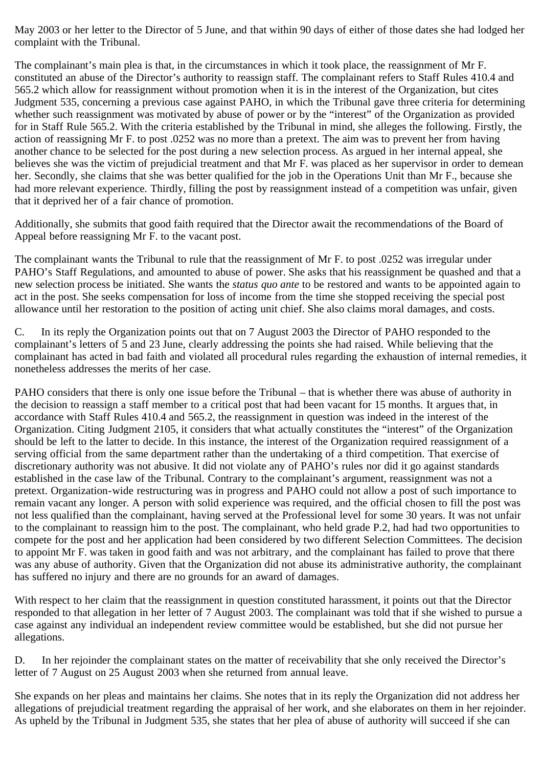May 2003 or her letter to the Director of 5 June, and that within 90 days of either of those dates she had lodged her complaint with the Tribunal.

The complainant's main plea is that, in the circumstances in which it took place, the reassignment of Mr F. constituted an abuse of the Director's authority to reassign staff. The complainant refers to Staff Rules 410.4 and 565.2 which allow for reassignment without promotion when it is in the interest of the Organization, but cites Judgment 535, concerning a previous case against PAHO, in which the Tribunal gave three criteria for determining whether such reassignment was motivated by abuse of power or by the "interest" of the Organization as provided for in Staff Rule 565.2. With the criteria established by the Tribunal in mind, she alleges the following. Firstly, the action of reassigning Mr F. to post .0252 was no more than a pretext. The aim was to prevent her from having another chance to be selected for the post during a new selection process. As argued in her internal appeal, she believes she was the victim of prejudicial treatment and that Mr F. was placed as her supervisor in order to demean her. Secondly, she claims that she was better qualified for the job in the Operations Unit than Mr F., because she had more relevant experience. Thirdly, filling the post by reassignment instead of a competition was unfair, given that it deprived her of a fair chance of promotion.

Additionally, she submits that good faith required that the Director await the recommendations of the Board of Appeal before reassigning Mr F. to the vacant post.

The complainant wants the Tribunal to rule that the reassignment of Mr F. to post .0252 was irregular under PAHO's Staff Regulations, and amounted to abuse of power. She asks that his reassignment be quashed and that a new selection process be initiated. She wants the *status quo ante* to be restored and wants to be appointed again to act in the post. She seeks compensation for loss of income from the time she stopped receiving the special post allowance until her restoration to the position of acting unit chief. She also claims moral damages, and costs.

C. In its reply the Organization points out that on 7 August 2003 the Director of PAHO responded to the complainant's letters of 5 and 23 June, clearly addressing the points she had raised. While believing that the complainant has acted in bad faith and violated all procedural rules regarding the exhaustion of internal remedies, it nonetheless addresses the merits of her case.

PAHO considers that there is only one issue before the Tribunal – that is whether there was abuse of authority in the decision to reassign a staff member to a critical post that had been vacant for 15 months. It argues that, in accordance with Staff Rules 410.4 and 565.2, the reassignment in question was indeed in the interest of the Organization. Citing Judgment 2105, it considers that what actually constitutes the "interest" of the Organization should be left to the latter to decide. In this instance, the interest of the Organization required reassignment of a serving official from the same department rather than the undertaking of a third competition. That exercise of discretionary authority was not abusive. It did not violate any of PAHO's rules nor did it go against standards established in the case law of the Tribunal. Contrary to the complainant's argument, reassignment was not a pretext. Organization-wide restructuring was in progress and PAHO could not allow a post of such importance to remain vacant any longer. A person with solid experience was required, and the official chosen to fill the post was not less qualified than the complainant, having served at the Professional level for some 30 years. It was not unfair to the complainant to reassign him to the post. The complainant, who held grade P.2, had had two opportunities to compete for the post and her application had been considered by two different Selection Committees. The decision to appoint Mr F. was taken in good faith and was not arbitrary, and the complainant has failed to prove that there was any abuse of authority. Given that the Organization did not abuse its administrative authority, the complainant has suffered no injury and there are no grounds for an award of damages.

With respect to her claim that the reassignment in question constituted harassment, it points out that the Director responded to that allegation in her letter of 7 August 2003. The complainant was told that if she wished to pursue a case against any individual an independent review committee would be established, but she did not pursue her allegations.

D. In her rejoinder the complainant states on the matter of receivability that she only received the Director's letter of 7 August on 25 August 2003 when she returned from annual leave.

She expands on her pleas and maintains her claims. She notes that in its reply the Organization did not address her allegations of prejudicial treatment regarding the appraisal of her work, and she elaborates on them in her rejoinder. As upheld by the Tribunal in Judgment 535, she states that her plea of abuse of authority will succeed if she can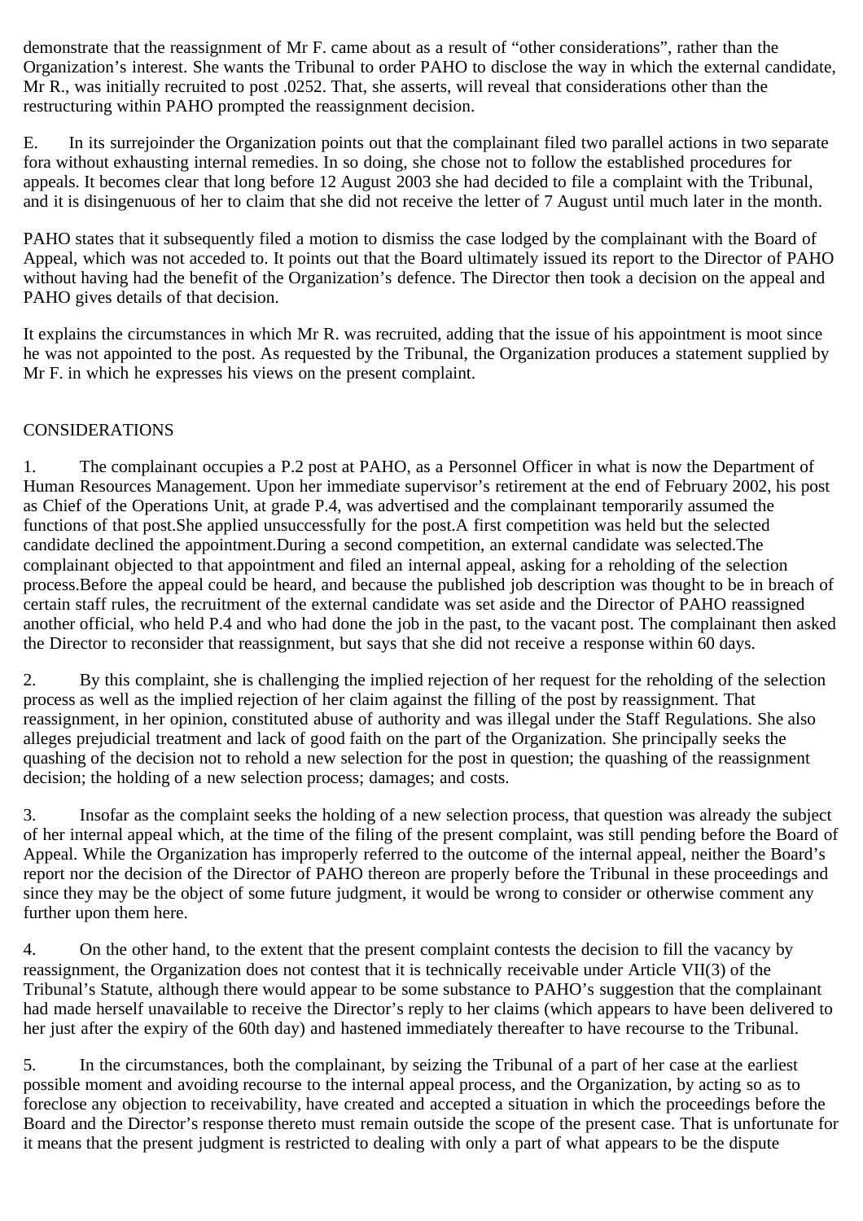demonstrate that the reassignment of Mr F. came about as a result of “other considerations”, rather than the Organization’s interest. She wants the Tribunal to order PAHO to disclose the way in which the external candidate, Mr R., was initially recruited to post .0252. That, she asserts, will reveal that considerations other than the restructuring within PAHO prompted the reassignment decision.

E. In its surrejoinder the Organization points out that the complainant filed two parallel actions in two separate fora without exhausting internal remedies. In so doing, she chose not to follow the established procedures for appeals. It becomes clear that long before 12 August 2003 she had decided to file a complaint with the Tribunal, and it is disingenuous of her to claim that she did not receive the letter of 7 August until much later in the month.

PAHO states that it subsequently filed a motion to dismiss the case lodged by the complainant with the Board of Appeal, which was not acceded to. It points out that the Board ultimately issued its report to the Director of PAHO without having had the benefit of the Organization’s defence. The Director then took a decision on the appeal and PAHO gives details of that decision.

It explains the circumstances in which Mr R. was recruited, adding that the issue of his appointment is moot since he was not appointed to the post. As requested by the Tribunal, the Organization produces a statement supplied by Mr F. in which he expresses his views on the present complaint.

CONSIDERATIONS

1. The complainant occupies a P.2 post at PAHO, as a Personnel Officer in what is now the Department of Human Resources Management. Upon her immediate supervisor’s retirement at the end of February 2002, his post as Chief of the Operations Unit, at grade P.4, was advertised and the complainant temporarily assumed the functions of that post.She applied unsuccessfully for the post.A first competition was held but the selected candidate declined the appointment.During a second competition, an external candidate was selected.The complainant objected to that appointment and filed an internal appeal, asking for a reholding of the selection process.Before the appeal could be heard, and because the published job description was thought to be in breach of certain staff rules, the recruitment of the external candidate was set aside and the Director of PAHO reassigned another official, who held P.4 and who had done the job in the past, to the vacant post. The complainant then asked the Director to reconsider that reassignment, but says that she did not receive a response within 60 days.

2. By this complaint, she is challenging the implied rejection of her request for the reholding of the selection process as well as the implied rejection of her claim against the filling of the post by reassignment. That reassignment, in her opinion, constituted abuse of authority and was illegal under the Staff Regulations. She also alleges prejudicial treatment and lack of good faith on the part of the Organization. She principally seeks the quashing of the decision not to rehold a new selection for the post in question; the quashing of the reassignment decision; the holding of a new selection process; damages; and costs.

3. Insofar as the complaint seeks the holding of a new selection process, that question was already the subject of her internal appeal which, at the time of the filing of the present complaint, was still pending before the Board of Appeal. While the Organization has improperly referred to the outcome of the internal appeal, neither the Board’s report nor the decision of the Director of PAHO thereon are properly before the Tribunal in these proceedings and since they may be the object of some future judgment, it would be wrong to consider or otherwise comment any further upon them here.

4. On the other hand, to the extent that the present complaint contests the decision to fill the vacancy by reassignment, the Organization does not contest that it is technically receivable under Article VII(3) of the Tribunal’s Statute, although there would appear to be some substance to PAHO’s suggestion that the complainant had made herself unavailable to receive the Director’s reply to her claims (which appears to have been delivered to her just after the expiry of the 60th day) and hastened immediately thereafter to have recourse to the Tribunal.

5. In the circumstances, both the complainant, by seizing the Tribunal of a part of her case at the earliest possible moment and avoiding recourse to the internal appeal process, and the Organization, by acting so as to foreclose any objection to receivability, have created and accepted a situation in which the proceedings before the Board and the Director’s response thereto must remain outside the scope of the present case. That is unfortunate for it means that the present judgment is restricted to dealing with only a part of what appears to be the dispute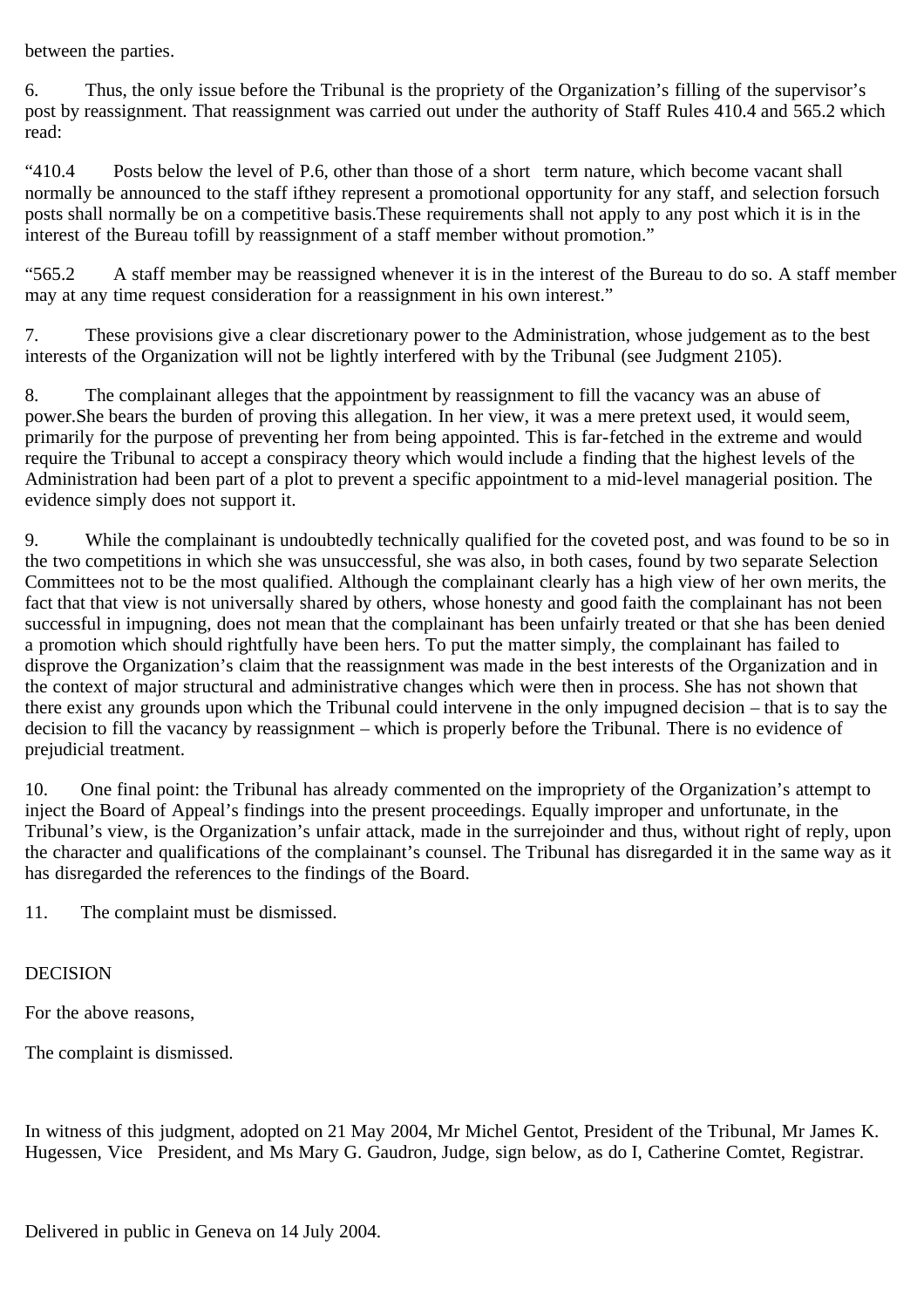between the parties.

6. Thus, the only issue before the Tribunal is the propriety of the Organization's filling of the supervisor's post by reassignment. That reassignment was carried out under the authority of Staff Rules 410.4 and 565.2 which read:

"410.4 Posts below the level of P.6, other than those of a short term nature, which become vacant shall normally be announced to the staff ifthey represent a promotional opportunity for any staff, and selection forsuch posts shall normally be on a competitive basis.These requirements shall not apply to any post which it is in the interest of the Bureau tofill by reassignment of a staff member without promotion."

"565.2 A staff member may be reassigned whenever it is in the interest of the Bureau to do so. A staff member may at any time request consideration for a reassignment in his own interest."

7. These provisions give a clear discretionary power to the Administration, whose judgement as to the best interests of the Organization will not be lightly interfered with by the Tribunal (see Judgment 2105).

8. The complainant alleges that the appointment by reassignment to fill the vacancy was an abuse of power.She bears the burden of proving this allegation. In her view, it was a mere pretext used, it would seem, primarily for the purpose of preventing her from being appointed. This is far-fetched in the extreme and would require the Tribunal to accept a conspiracy theory which would include a finding that the highest levels of the Administration had been part of a plot to prevent a specific appointment to a mid-level managerial position. The evidence simply does not support it.

9. While the complainant is undoubtedly technically qualified for the coveted post, and was found to be so in the two competitions in which she was unsuccessful, she was also, in both cases, found by two separate Selection Committees not to be the most qualified. Although the complainant clearly has a high view of her own merits, the fact that that view is not universally shared by others, whose honesty and good faith the complainant has not been successful in impugning, does not mean that the complainant has been unfairly treated or that she has been denied a promotion which should rightfully have been hers. To put the matter simply, the complainant has failed to disprove the Organization's claim that the reassignment was made in the best interests of the Organization and in the context of major structural and administrative changes which were then in process. She has not shown that there exist any grounds upon which the Tribunal could intervene in the only impugned decision – that is to say the decision to fill the vacancy by reassignment – which is properly before the Tribunal. There is no evidence of prejudicial treatment.

10. One final point: the Tribunal has already commented on the impropriety of the Organization's attempt to inject the Board of Appeal's findings into the present proceedings. Equally improper and unfortunate, in the Tribunal's view, is the Organization's unfair attack, made in the surrejoinder and thus, without right of reply, upon the character and qualifications of the complainant's counsel. The Tribunal has disregarded it in the same way as it has disregarded the references to the findings of the Board.

11. The complaint must be dismissed.

DECISION

For the above reasons,

The complaint is dismissed.

In witness of this judgment, adopted on 21 May 2004, Mr Michel Gentot, President of the Tribunal, Mr James K. Hugessen, Vice President, and Ms Mary G. Gaudron, Judge, sign below, as do I, Catherine Comtet, Registrar.

Delivered in public in Geneva on 14 July 2004.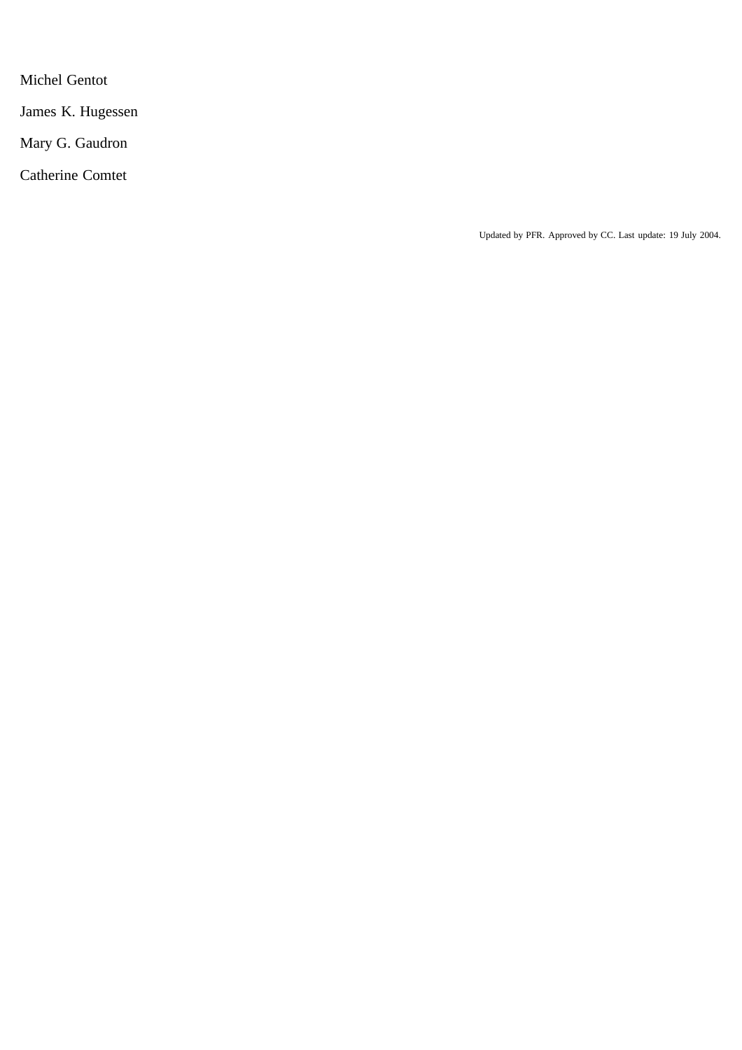Michel Gentot

James K. Hugessen

Mary G. Gaudron

Catherine Comtet

Updated by PFR. Approved by CC. Last update: 19 July 2004.